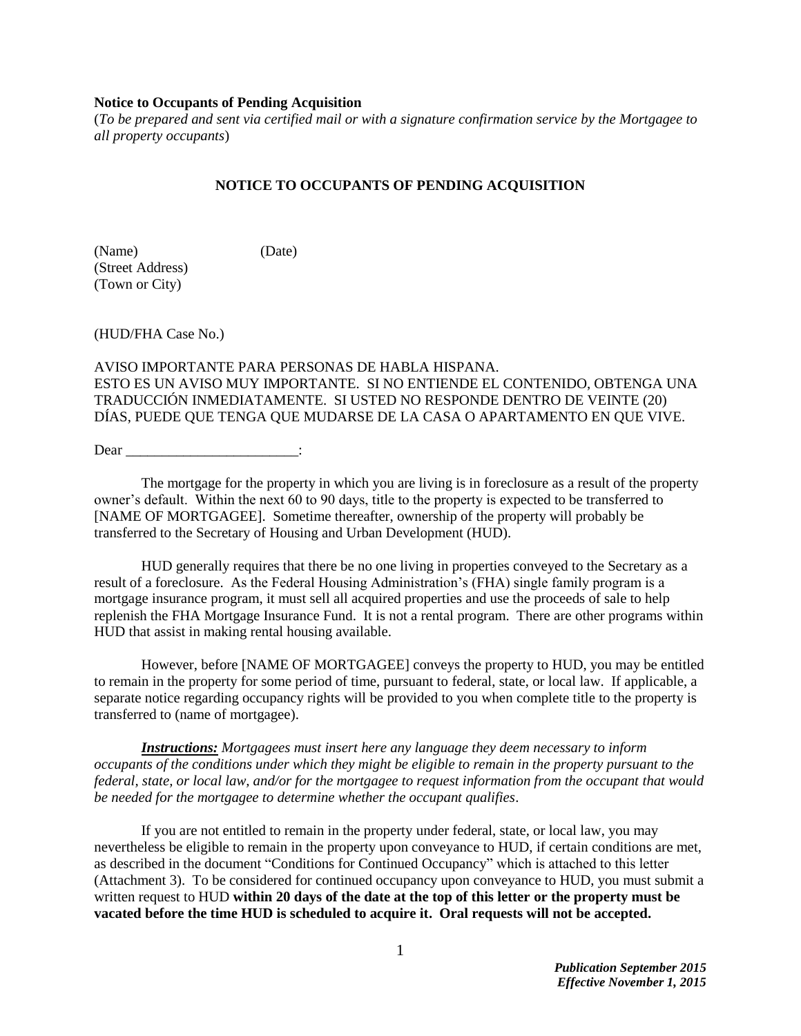**Notice to Occupants of Pending Acquisition**
(*To be prepared and sent via certified mail or with a signature confirmation service by the Mortgagee to all property occupants*)

## NOTICE TO OCCUPANTS OF PENDING ACQUISITION

(Name) (Date)
(Street Address)
(Town or City)

(HUD/FHA Case No.)

AVISO IMPORTANTE PARA PERSONAS DE HABLA HISPANA.
ESTO ES UN AVISO MUY IMPORTANTE. SI NO ENTIENDE EL CONTENIDO, OBTENGA UNA TRADUCCIÓN INMEDIATAMENTE. SI USTED NO RESPONDE DENTRO DE VEINTE (20) DÍAS, PUEDE QUE TENGA QUE MUDARSE DE LA CASA O APARTAMENTO EN QUE VIVE.

Dear ________________________:

The mortgage for the property in which you are living is in foreclosure as a result of the property owner's default. Within the next 60 to 90 days, title to the property is expected to be transferred to [NAME OF MORTGAGEE]. Sometime thereafter, ownership of the property will probably be transferred to the Secretary of Housing and Urban Development (HUD).

HUD generally requires that there be no one living in properties conveyed to the Secretary as a result of a foreclosure. As the Federal Housing Administration's (FHA) single family program is a mortgage insurance program, it must sell all acquired properties and use the proceeds of sale to help replenish the FHA Mortgage Insurance Fund. It is not a rental program. There are other programs within HUD that assist in making rental housing available.

However, before [NAME OF MORTGAGEE] conveys the property to HUD, you may be entitled to remain in the property for some period of time, pursuant to federal, state, or local law. If applicable, a separate notice regarding occupancy rights will be provided to you when complete title to the property is transferred to (name of mortgagee).

***Instructions:*** *Mortgagees must insert here any language they deem necessary to inform occupants of the conditions under which they might be eligible to remain in the property pursuant to the federal, state, or local law, and/or for the mortgagee to request information from the occupant that would be needed for the mortgagee to determine whether the occupant qualifies*.

If you are not entitled to remain in the property under federal, state, or local law, you may nevertheless be eligible to remain in the property upon conveyance to HUD, if certain conditions are met, as described in the document "Conditions for Continued Occupancy" which is attached to this letter (Attachment 3). To be considered for continued occupancy upon conveyance to HUD, you must submit a written request to HUD **within 20 days of the date at the top of this letter or the property must be vacated before the time HUD is scheduled to acquire it. Oral requests will not be accepted.**

***Publication September 2015***
***Effective November 1, 2015***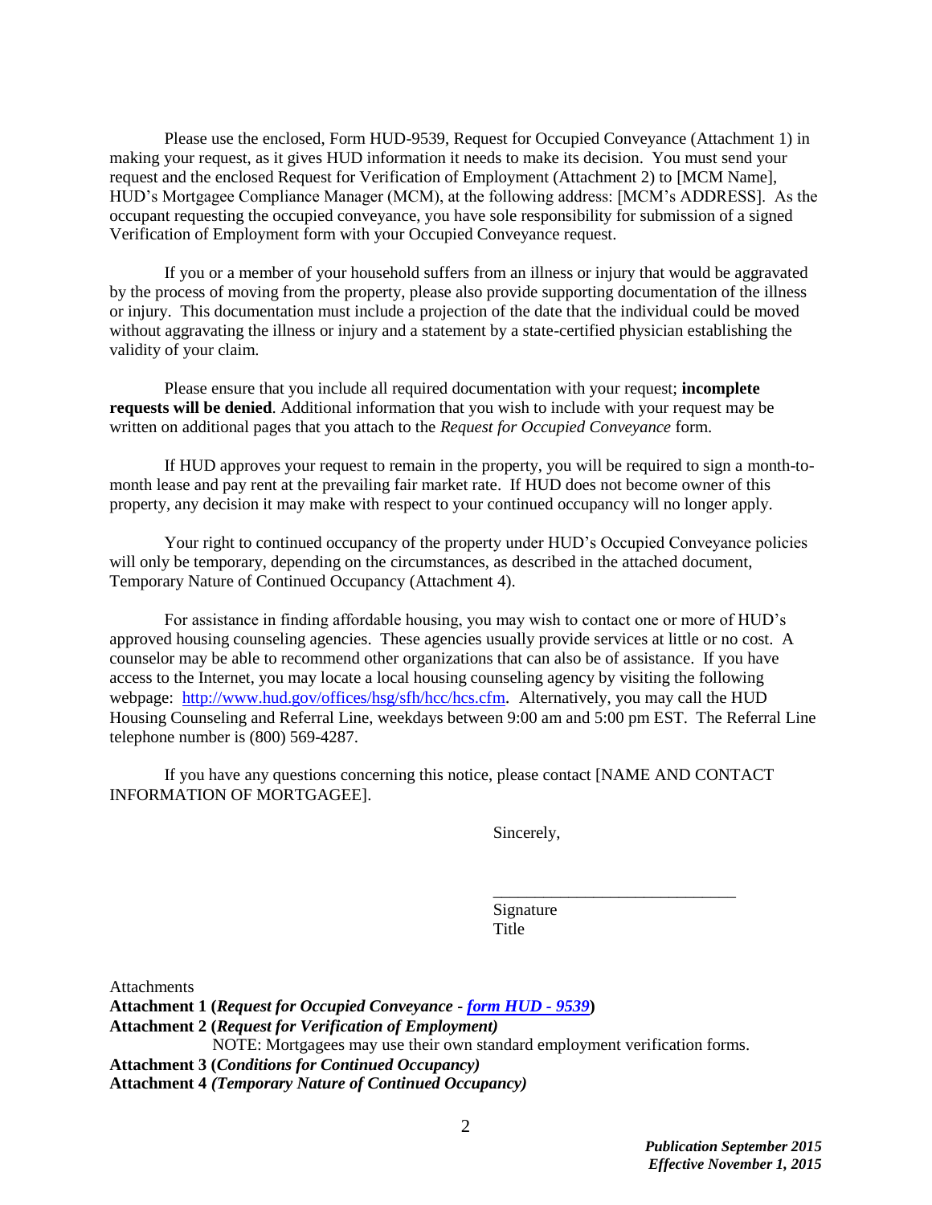Please use the enclosed, Form HUD-9539, Request for Occupied Conveyance (Attachment 1) in making your request, as it gives HUD information it needs to make its decision. You must send your request and the enclosed Request for Verification of Employment (Attachment 2) to [MCM Name], HUD's Mortgagee Compliance Manager (MCM), at the following address: [MCM's ADDRESS]. As the occupant requesting the occupied conveyance, you have sole responsibility for submission of a signed Verification of Employment form with your Occupied Conveyance request.

If you or a member of your household suffers from an illness or injury that would be aggravated by the process of moving from the property, please also provide supporting documentation of the illness or injury. This documentation must include a projection of the date that the individual could be moved without aggravating the illness or injury and a statement by a state-certified physician establishing the validity of your claim.

Please ensure that you include all required documentation with your request; **incomplete requests will be denied**. Additional information that you wish to include with your request may be written on additional pages that you attach to the *Request for Occupied Conveyance* form.

If HUD approves your request to remain in the property, you will be required to sign a month-to-month lease and pay rent at the prevailing fair market rate. If HUD does not become owner of this property, any decision it may make with respect to your continued occupancy will no longer apply.

Your right to continued occupancy of the property under HUD's Occupied Conveyance policies will only be temporary, depending on the circumstances, as described in the attached document, Temporary Nature of Continued Occupancy (Attachment 4).

For assistance in finding affordable housing, you may wish to contact one or more of HUD's approved housing counseling agencies. These agencies usually provide services at little or no cost. A counselor may be able to recommend other organizations that can also be of assistance. If you have access to the Internet, you may locate a local housing counseling agency by visiting the following webpage: [http://www.hud.gov/offices/hsg/sfh/hcc/hcs.cfm](http://www.hud.gov/offices/hsg/sfh/hcc/hcs.cfm). Alternatively, you may call the HUD Housing Counseling and Referral Line, weekdays between 9:00 am and 5:00 pm EST. The Referral Line telephone number is (800) 569-4287.

If you have any questions concerning this notice, please contact [NAME AND CONTACT INFORMATION OF MORTGAGEE].

Sincerely,

\_\_\_\_\_\_\_\_\_\_\_\_\_\_\_\_\_\_\_\_\_\_\_\_\_\_\_\_\_\_

Signature
Title

Attachments

**Attachment 1 (*Request for Occupied Conveyance - [form HUD - 9539]()*)**
**Attachment 2 (*Request for Verification of Employment)***
NOTE: Mortgagees may use their own standard employment verification forms.
**Attachment 3 (*Conditions for Continued Occupancy)***
**Attachment 4 *(Temporary Nature of Continued Occupancy)***

***Publication September 2015***
***Effective November 1, 2015***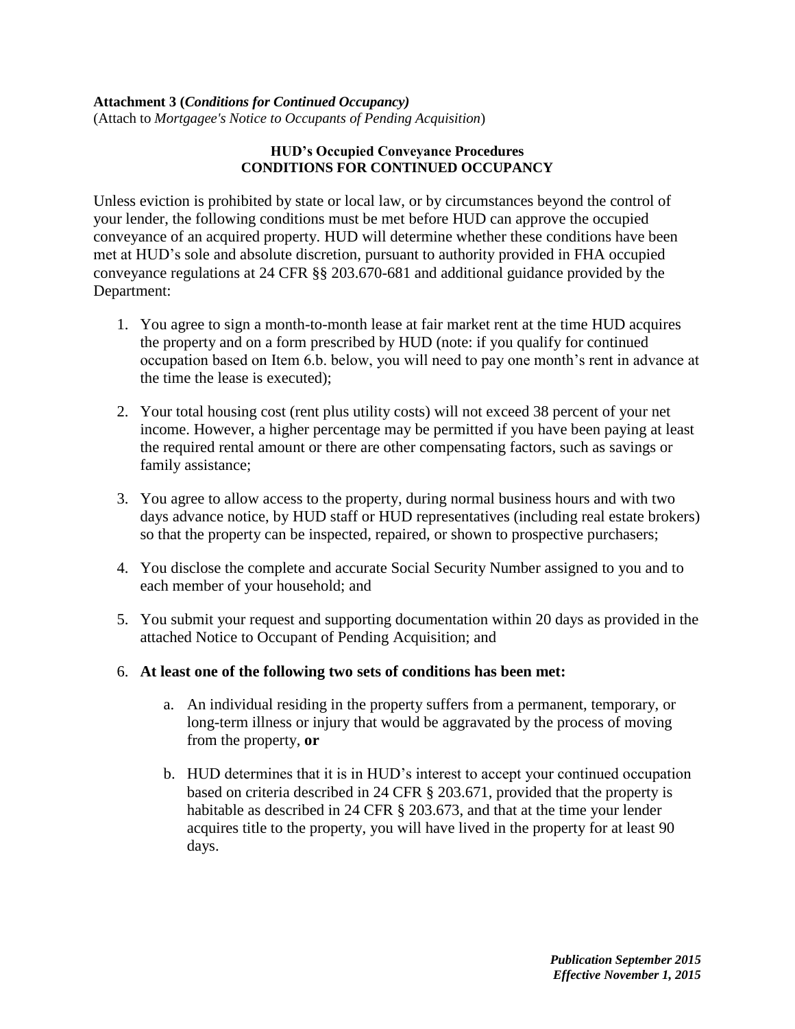**Attachment 3 (*Conditions for Continued Occupancy)***
(Attach to *Mortgagee's Notice to Occupants of Pending Acquisition*)

**HUD's Occupied Conveyance Procedures**
**CONDITIONS FOR CONTINUED OCCUPANCY**

Unless eviction is prohibited by state or local law, or by circumstances beyond the control of your lender, the following conditions must be met before HUD can approve the occupied conveyance of an acquired property. HUD will determine whether these conditions have been met at HUD's sole and absolute discretion, pursuant to authority provided in FHA occupied conveyance regulations at 24 CFR §§ 203.670-681 and additional guidance provided by the Department:

1. You agree to sign a month-to-month lease at fair market rent at the time HUD acquires the property and on a form prescribed by HUD (note: if you qualify for continued occupation based on Item 6.b. below, you will need to pay one month's rent in advance at the time the lease is executed);

2. Your total housing cost (rent plus utility costs) will not exceed 38 percent of your net income. However, a higher percentage may be permitted if you have been paying at least the required rental amount or there are other compensating factors, such as savings or family assistance;

3. You agree to allow access to the property, during normal business hours and with two days advance notice, by HUD staff or HUD representatives (including real estate brokers) so that the property can be inspected, repaired, or shown to prospective purchasers;

4. You disclose the complete and accurate Social Security Number assigned to you and to each member of your household; and

5. You submit your request and supporting documentation within 20 days as provided in the attached Notice to Occupant of Pending Acquisition; and

6. **At least one of the following two sets of conditions has been met:**

    a. An individual residing in the property suffers from a permanent, temporary, or long-term illness or injury that would be aggravated by the process of moving from the property, **or**

    b. HUD determines that it is in HUD's interest to accept your continued occupation based on criteria described in 24 CFR § 203.671, provided that the property is habitable as described in 24 CFR § 203.673, and that at the time your lender acquires title to the property, you will have lived in the property for at least 90 days.

***Publication September 2015***
***Effective November 1, 2015***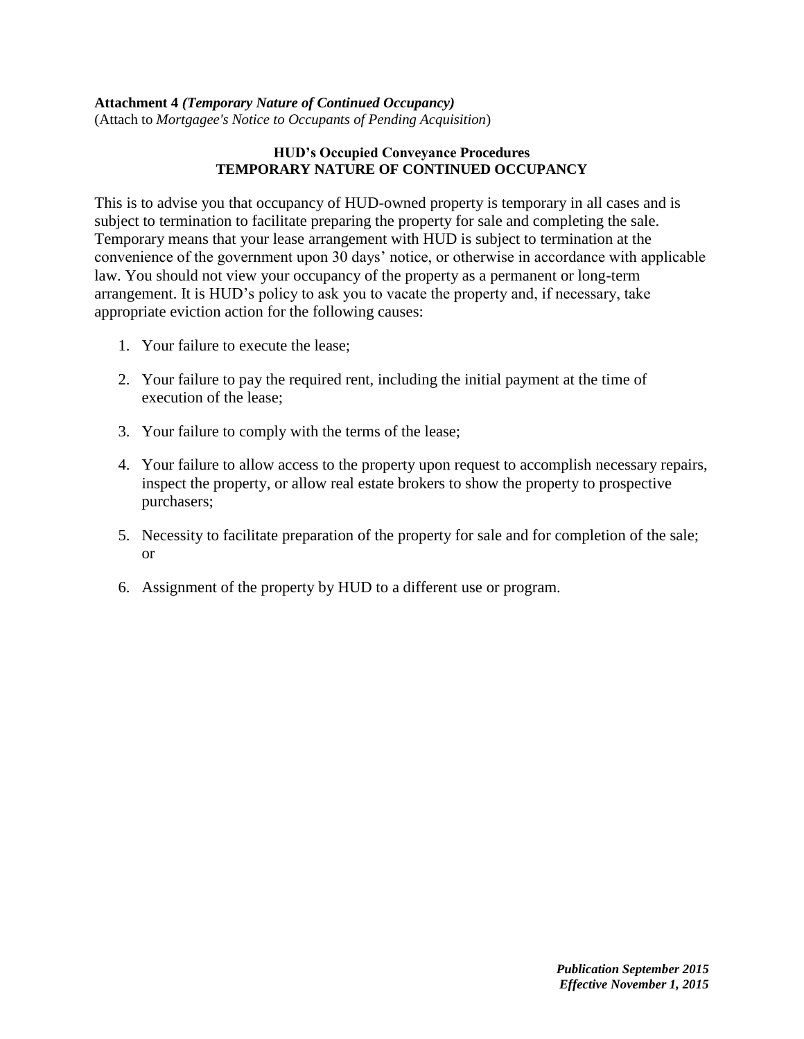**Attachment 4** ***(Temporary Nature of Continued Occupancy)***
(Attach to *Mortgagee's Notice to Occupants of Pending Acquisition*)

**HUD's Occupied Conveyance Procedures**
**TEMPORARY NATURE OF CONTINUED OCCUPANCY**

This is to advise you that occupancy of HUD-owned property is temporary in all cases and is subject to termination to facilitate preparing the property for sale and completing the sale. Temporary means that your lease arrangement with HUD is subject to termination at the convenience of the government upon 30 days' notice, or otherwise in accordance with applicable law. You should not view your occupancy of the property as a permanent or long-term arrangement. It is HUD's policy to ask you to vacate the property and, if necessary, take appropriate eviction action for the following causes:

1. Your failure to execute the lease;
2. Your failure to pay the required rent, including the initial payment at the time of execution of the lease;
3. Your failure to comply with the terms of the lease;
4. Your failure to allow access to the property upon request to accomplish necessary repairs, inspect the property, or allow real estate brokers to show the property to prospective purchasers;
5. Necessity to facilitate preparation of the property for sale and for completion of the sale; or
6. Assignment of the property by HUD to a different use or program.

***Publication September 2015***
***Effective November 1, 2015***